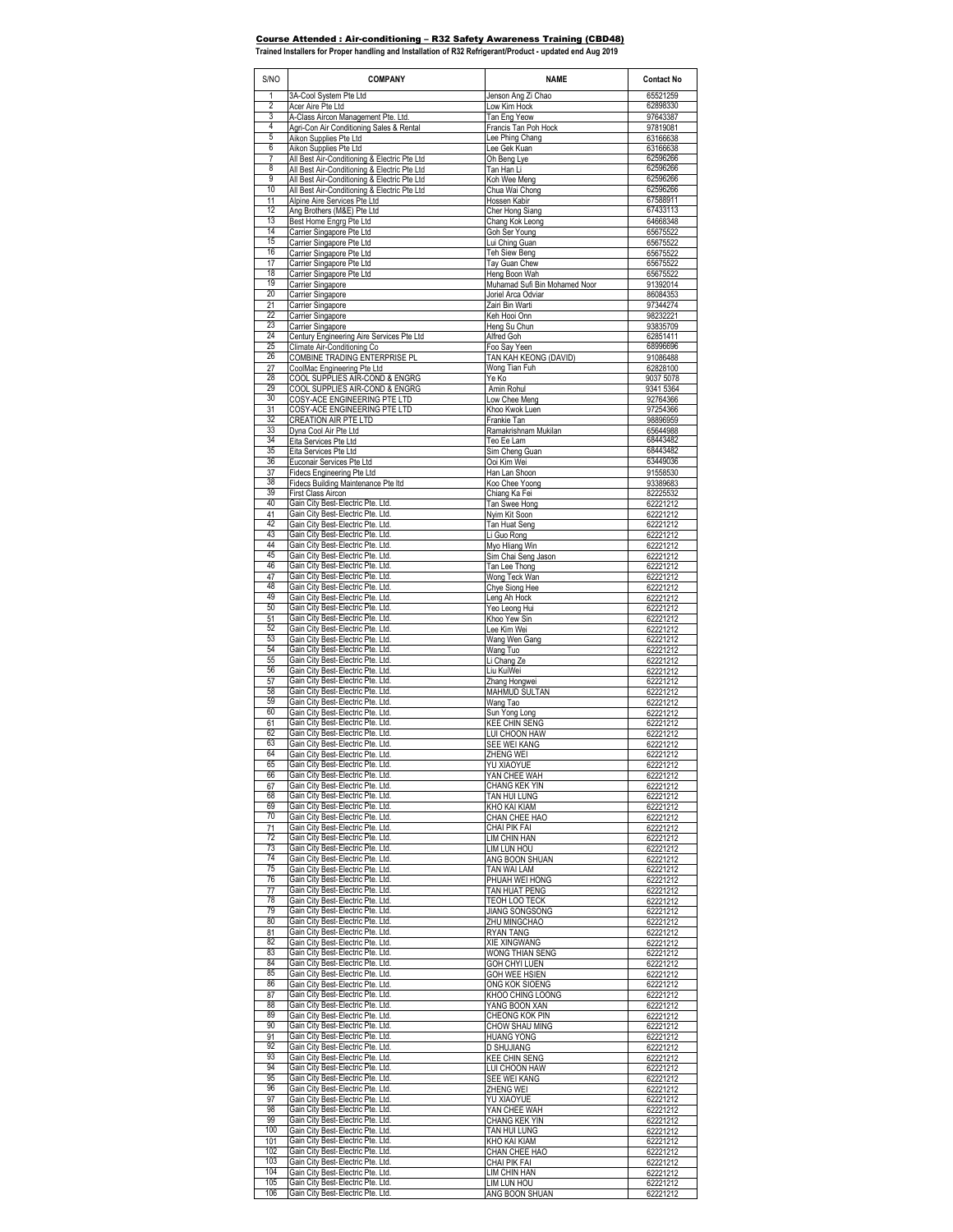# Course Attended : Air-conditioning – R32 Safety Awareness Training (CBD48)

**Trained Installers for Proper handling and Installation of R32 Refrigerant/Product - updated end Aug 2019**

| S/NO | COMPANY | NAME | Contact No |
|---|---|---|---|
| 1 | 3A-Cool System Pte Ltd | Jenson Ang Zi Chao | 65521259 |
| 2 | Acer Aire Pte Ltd | Low Kim Hock | 62898330 |
| 3 | A-Class Aircon Management Pte. Ltd. | Tan Eng Yeow | 97643387 |
| 4 | Agri-Con Air Conditioning Sales & Rental | Francis Tan Poh Hock | 97819081 |
| 5 | Aikon Supplies Pte Ltd | Lee Phing Chang | 63166638 |
| 6 | Aikon Supplies Pte Ltd | Lee Gek Kuan | 63166638 |
| 7 | All Best Air-Conditioning & Electric Pte Ltd | Oh Beng Lye | 62596266 |
| 8 | All Best Air-Conditioning & Electric Pte Ltd | Tan Han Li | 62596266 |
| 9 | All Best Air-Conditioning & Electric Pte Ltd | Koh Wee Meng | 62596266 |
| 10 | All Best Air-Conditioning & Electric Pte Ltd | Chua Wai Chong | 62596266 |
| 11 | Alpine Aire Services Pte Ltd | Hossen Kabir | 67588911 |
| 12 | Ang Brothers (M&E) Pte Ltd | Cher Hong Siang | 67433113 |
| 13 | Best Home Engrg Pte Ltd | Chang Kok Leong | 64668348 |
| 14 | Carrier Singapore Pte Ltd | Goh Ser Young | 65675522 |
| 15 | Carrier Singapore Pte Ltd | Lui Ching Guan | 65675522 |
| 16 | Carrier Singapore Pte Ltd | Teh Siew Beng | 65675522 |
| 17 | Carrier Singapore Pte Ltd | Tay Guan Chew | 65675522 |
| 18 | Carrier Singapore Pte Ltd | Heng Boon Wah | 65675522 |
| 19 | Carrier Singapore | Muhamad Sufi Bin Mohamed Noor | 91392014 |
| 20 | Carrier Singapore | Joriel Arca Odviar | 86084353 |
| 21 | Carrier Singapore | Zairi Bin Warti | 97344274 |
| 22 | Carrier Singapore | Keh Hooi Onn | 98232221 |
| 23 | Carrier Singapore | Heng Su Chun | 93835709 |
| 24 | Century Engineering Aire Services Pte Ltd | Alfred Goh | 62851411 |
| 25 | Climate Air-Conditioning Co | Foo Say Yeen | 68996696 |
| 26 | COMBINE TRADING ENTERPRISE PL | TAN KAH KEONG (DAVID) | 91086488 |
| 27 | CoolMac Engineering Pte Ltd | Wong Tian Fuh | 62828100 |
| 28 | COOL SUPPLIES AIR-COND & ENGRG | Ye Ko | 9037 5078 |
| 29 | COOL SUPPLIES AIR-COND & ENGRG | Amin Rohul | 9341 5364 |
| 30 | COSY-ACE ENGINEERING PTE LTD | Low Chee Meng | 92764366 |
| 31 | COSY-ACE ENGINEERING PTE LTD | Khoo Kwok Luen | 97254366 |
| 32 | CREATION AIR PTE LTD | Frankie Tan | 98896959 |
| 33 | Dyna Cool Air Pte Ltd | Ramakrishnam Mukilan | 65644988 |
| 34 | Eita Services Pte Ltd | Teo Ee Lam | 68443482 |
| 35 | Eita Services Pte Ltd | Sim Cheng Guan | 68443482 |
| 36 | Euconair Services Pte Ltd | Ooi Kim Wei | 63449036 |
| 37 | Fidecs Engineering Pte Ltd | Han Lan Shoon | 91558530 |
| 38 | Fidecs Building Maintenance Pte ltd | Koo Chee Yoong | 93389683 |
| 39 | First Class Aircon | Chiang Ka Fei | 82225532 |
| 40 | Gain City Best- Electric Pte. Ltd. | Tan Swee Hong | 62221212 |
| 41 | Gain City Best- Electric Pte. Ltd. | Nyim Kit Soon | 62221212 |
| 42 | Gain City Best- Electric Pte. Ltd. | Tan Huat Seng | 62221212 |
| 43 | Gain City Best- Electric Pte. Ltd. | Li Guo Rong | 62221212 |
| 44 | Gain City Best- Electric Pte. Ltd. | Myo Hliang Win | 62221212 |
| 45 | Gain City Best- Electric Pte. Ltd. | Sim Chai Seng Jason | 62221212 |
| 46 | Gain City Best- Electric Pte. Ltd. | Tan Lee Thong | 62221212 |
| 47 | Gain City Best- Electric Pte. Ltd. | Wong Teck Wan | 62221212 |
| 48 | Gain City Best- Electric Pte. Ltd. | Chye Siong Hee | 62221212 |
| 49 | Gain City Best- Electric Pte. Ltd. | Leng Ah Hock | 62221212 |
| 50 | Gain City Best- Electric Pte. Ltd. | Yeo Leong Hui | 62221212 |
| 51 | Gain City Best- Electric Pte. Ltd. | Khoo Yew Sin | 62221212 |
| 52 | Gain City Best- Electric Pte. Ltd. | Lee Kim Wei | 62221212 |
| 53 | Gain City Best- Electric Pte. Ltd. | Wang Wen Gang | 62221212 |
| 54 | Gain City Best- Electric Pte. Ltd. | Wang Tuo | 62221212 |
| 55 | Gain City Best- Electric Pte. Ltd. | Li Chang Ze | 62221212 |
| 56 | Gain City Best- Electric Pte. Ltd. | Liu KuiWei | 62221212 |
| 57 | Gain City Best- Electric Pte. Ltd. | Zhang Hongwei | 62221212 |
| 58 | Gain City Best- Electric Pte. Ltd. | MAHMUD SULTAN | 62221212 |
| 59 | Gain City Best- Electric Pte. Ltd. | Wang Tao | 62221212 |
| 60 | Gain City Best- Electric Pte. Ltd. | Sun Yong Long | 62221212 |
| 61 | Gain City Best- Electric Pte. Ltd. | KEE CHIN SENG | 62221212 |
| 62 | Gain City Best- Electric Pte. Ltd. | LUI CHOON HAW | 62221212 |
| 63 | Gain City Best- Electric Pte. Ltd. | SEE WEI KANG | 62221212 |
| 64 | Gain City Best- Electric Pte. Ltd. | ZHENG WEI | 62221212 |
| 65 | Gain City Best- Electric Pte. Ltd. | YU XIAOYUE | 62221212 |
| 66 | Gain City Best- Electric Pte. Ltd. | YAN CHEE WAH | 62221212 |
| 67 | Gain City Best- Electric Pte. Ltd. | CHANG KEK YIN | 62221212 |
| 68 | Gain City Best- Electric Pte. Ltd. | TAN HUI LUNG | 62221212 |
| 69 | Gain City Best- Electric Pte. Ltd. | KHO KAI KIAM | 62221212 |
| 70 | Gain City Best- Electric Pte. Ltd. | CHAN CHEE HAO | 62221212 |
| 71 | Gain City Best- Electric Pte. Ltd. | CHAI PIK FAI | 62221212 |
| 72 | Gain City Best- Electric Pte. Ltd. | LIM CHIN HAN | 62221212 |
| 73 | Gain City Best- Electric Pte. Ltd. | LIM LUN HOU | 62221212 |
| 74 | Gain City Best- Electric Pte. Ltd. | ANG BOON SHUAN | 62221212 |
| 75 | Gain City Best- Electric Pte. Ltd. | TAN WAI LAM | 62221212 |
| 76 | Gain City Best- Electric Pte. Ltd. | PHUAH WEI HONG | 62221212 |
| 77 | Gain City Best- Electric Pte. Ltd. | TAN HUAT PENG | 62221212 |
| 78 | Gain City Best- Electric Pte. Ltd. | TEOH LOO TECK | 62221212 |
| 79 | Gain City Best- Electric Pte. Ltd. | JIANG SONGSONG | 62221212 |
| 80 | Gain City Best- Electric Pte. Ltd. | ZHU MINGCHAO | 62221212 |
| 81 | Gain City Best- Electric Pte. Ltd. | RYAN TANG | 62221212 |
| 82 | Gain City Best- Electric Pte. Ltd. | XIE XINGWANG | 62221212 |
| 83 | Gain City Best- Electric Pte. Ltd. | WONG THIAN SENG | 62221212 |
| 84 | Gain City Best- Electric Pte. Ltd. | GOH CHYI LUEN | 62221212 |
| 85 | Gain City Best- Electric Pte. Ltd. | GOH WEE HSIEN | 62221212 |
| 86 | Gain City Best- Electric Pte. Ltd. | ONG KOK SIOENG | 62221212 |
| 87 | Gain City Best- Electric Pte. Ltd. | KHOO CHING LOONG | 62221212 |
| 88 | Gain City Best- Electric Pte. Ltd. | YANG BOON XAN | 62221212 |
| 89 | Gain City Best- Electric Pte. Ltd. | CHEONG KOK PIN | 62221212 |
| 90 | Gain City Best- Electric Pte. Ltd. | CHOW SHAU MING | 62221212 |
| 91 | Gain City Best- Electric Pte. Ltd. | HUANG YONG | 62221212 |
| 92 | Gain City Best- Electric Pte. Ltd. | D SHUJIANG | 62221212 |
| 93 | Gain City Best- Electric Pte. Ltd. | KEE CHIN SENG | 62221212 |
| 94 | Gain City Best- Electric Pte. Ltd. | LUI CHOON HAW | 62221212 |
| 95 | Gain City Best- Electric Pte. Ltd. | SEE WEI KANG | 62221212 |
| 96 | Gain City Best- Electric Pte. Ltd. | ZHENG WEI | 62221212 |
| 97 | Gain City Best- Electric Pte. Ltd. | YU XIAOYUE | 62221212 |
| 98 | Gain City Best- Electric Pte. Ltd. | YAN CHEE WAH | 62221212 |
| 99 | Gain City Best- Electric Pte. Ltd. | CHANG KEK YIN | 62221212 |
| 100 | Gain City Best- Electric Pte. Ltd. | TAN HUI LUNG | 62221212 |
| 101 | Gain City Best- Electric Pte. Ltd. | KHO KAI KIAM | 62221212 |
| 102 | Gain City Best- Electric Pte. Ltd. | CHAN CHEE HAO | 62221212 |
| 103 | Gain City Best- Electric Pte. Ltd. | CHAI PIK FAI | 62221212 |
| 104 | Gain City Best- Electric Pte. Ltd. | LIM CHIN HAN | 62221212 |
| 105 | Gain City Best- Electric Pte. Ltd. | LIM LUN HOU | 62221212 |
| 106 | Gain City Best- Electric Pte. Ltd. | ANG BOON SHUAN | 62221212 |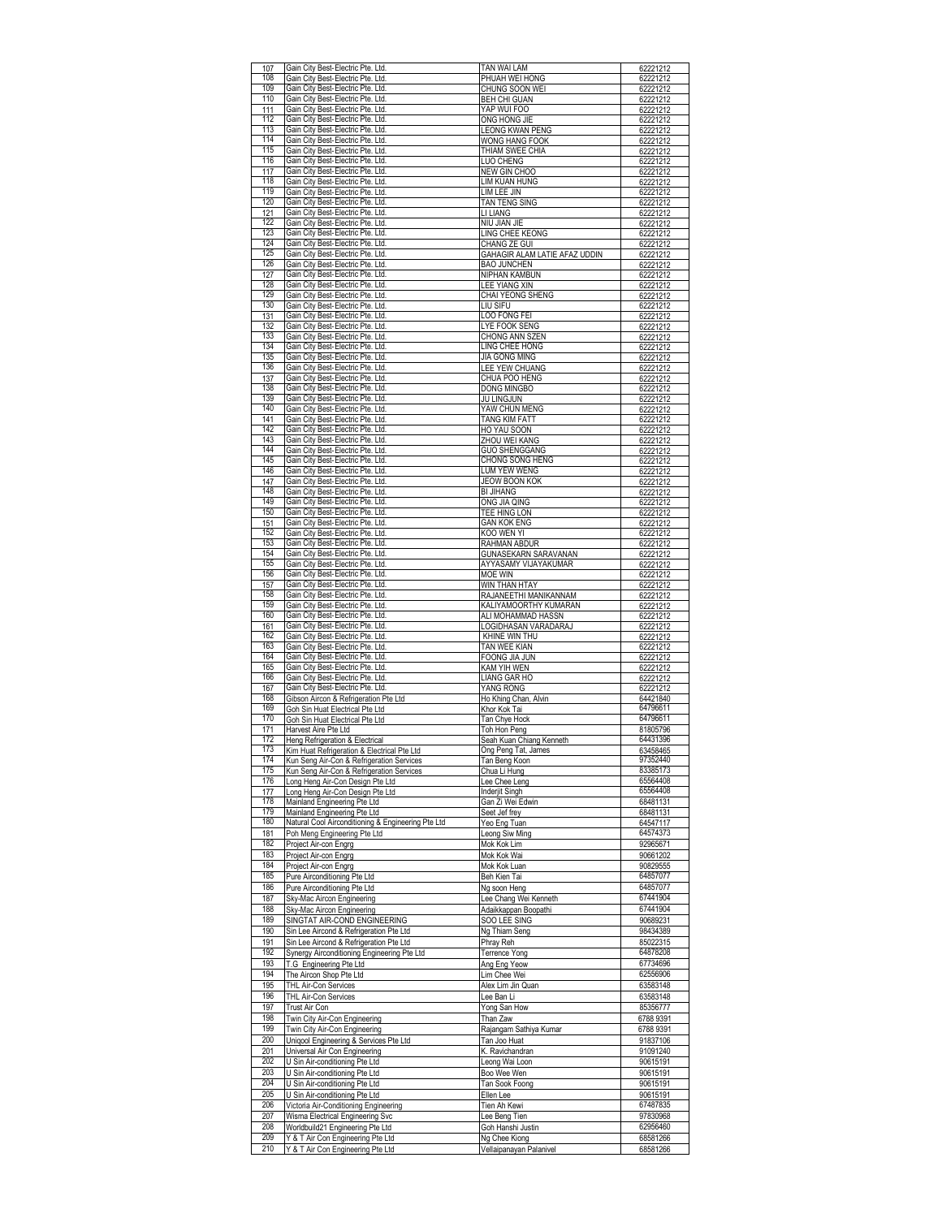| | | | |
|---|---|---|---|
| 107 | Gain City Best-Electric Pte. Ltd. | TAN WAI LAM | 62221212 |
| 108 | Gain City Best-Electric Pte. Ltd. | PHUAH WEI HONG | 62221212 |
| 109 | Gain City Best-Electric Pte. Ltd. | CHUNG SOON WEI | 62221212 |
| 110 | Gain City Best-Electric Pte. Ltd. | BEH CHI GUAN | 62221212 |
| 111 | Gain City Best-Electric Pte. Ltd. | YAP WUI FOO | 62221212 |
| 112 | Gain City Best-Electric Pte. Ltd. | ONG HONG JIE | 62221212 |
| 113 | Gain City Best-Electric Pte. Ltd. | LEONG KWAN PENG | 62221212 |
| 114 | Gain City Best-Electric Pte. Ltd. | WONG HANG FOOK | 62221212 |
| 115 | Gain City Best-Electric Pte. Ltd. | THIAM SWEE CHIA | 62221212 |
| 116 | Gain City Best-Electric Pte. Ltd. | LUO CHENG | 62221212 |
| 117 | Gain City Best-Electric Pte. Ltd. | NEW GIN CHOO | 62221212 |
| 118 | Gain City Best-Electric Pte. Ltd. | LIM KUAN HUNG | 62221212 |
| 119 | Gain City Best-Electric Pte. Ltd. | LIM LEE JIN | 62221212 |
| 120 | Gain City Best-Electric Pte. Ltd. | TAN TENG SING | 62221212 |
| 121 | Gain City Best-Electric Pte. Ltd. | LI LIANG | 62221212 |
| 122 | Gain City Best-Electric Pte. Ltd. | NIU JIAN JIE | 62221212 |
| 123 | Gain City Best-Electric Pte. Ltd. | LING CHEE KEONG | 62221212 |
| 124 | Gain City Best-Electric Pte. Ltd. | CHANG ZE GUI | 62221212 |
| 125 | Gain City Best-Electric Pte. Ltd. | GAHAGIR ALAM LATIE AFAZ UDDIN | 62221212 |
| 126 | Gain City Best-Electric Pte. Ltd. | BAO JUNCHEN | 62221212 |
| 127 | Gain City Best-Electric Pte. Ltd. | NIPHAN KAMBUN | 62221212 |
| 128 | Gain City Best-Electric Pte. Ltd. | LEE YIANG XIN | 62221212 |
| 129 | Gain City Best-Electric Pte. Ltd. | CHAI YEONG SHENG | 62221212 |
| 130 | Gain City Best-Electric Pte. Ltd. | LIU SIFU | 62221212 |
| 131 | Gain City Best-Electric Pte. Ltd. | LOO FONG FEI | 62221212 |
| 132 | Gain City Best-Electric Pte. Ltd. | LYE FOOK SENG | 62221212 |
| 133 | Gain City Best-Electric Pte. Ltd. | CHONG ANN SZEN | 62221212 |
| 134 | Gain City Best-Electric Pte. Ltd. | LING CHEE HONG | 62221212 |
| 135 | Gain City Best-Electric Pte. Ltd. | JIA GONG MING | 62221212 |
| 136 | Gain City Best-Electric Pte. Ltd. | LEE YEW CHUANG | 62221212 |
| 137 | Gain City Best-Electric Pte. Ltd. | CHUA POO HENG | 62221212 |
| 138 | Gain City Best-Electric Pte. Ltd. | DONG MINGBO | 62221212 |
| 139 | Gain City Best-Electric Pte. Ltd. | JU LINGJUN | 62221212 |
| 140 | Gain City Best-Electric Pte. Ltd. | YAW CHUN MENG | 62221212 |
| 141 | Gain City Best-Electric Pte. Ltd. | TANG KIM FATT | 62221212 |
| 142 | Gain City Best-Electric Pte. Ltd. | HO YAU SOON | 62221212 |
| 143 | Gain City Best-Electric Pte. Ltd. | ZHOU WEI KANG | 62221212 |
| 144 | Gain City Best-Electric Pte. Ltd. | GUO SHENGGANG | 62221212 |
| 145 | Gain City Best-Electric Pte. Ltd. | CHONG SONG HENG | 62221212 |
| 146 | Gain City Best-Electric Pte. Ltd. | LUM YEW WENG | 62221212 |
| 147 | Gain City Best-Electric Pte. Ltd. | JEOW BOON KOK | 62221212 |
| 148 | Gain City Best-Electric Pte. Ltd. | BI JIHANG | 62221212 |
| 149 | Gain City Best-Electric Pte. Ltd. | ONG JIA QING | 62221212 |
| 150 | Gain City Best-Electric Pte. Ltd. | TEE HING LON | 62221212 |
| 151 | Gain City Best-Electric Pte. Ltd. | GAN KOK ENG | 62221212 |
| 152 | Gain City Best-Electric Pte. Ltd. | KOO WEN YI | 62221212 |
| 153 | Gain City Best-Electric Pte. Ltd. | RAHMAN ABDUR | 62221212 |
| 154 | Gain City Best-Electric Pte. Ltd. | GUNASEKARN SARAVANAN | 62221212 |
| 155 | Gain City Best-Electric Pte. Ltd. | AYYASAMY VIJAYAKUMAR | 62221212 |
| 156 | Gain City Best-Electric Pte. Ltd. | MOE WIN | 62221212 |
| 157 | Gain City Best-Electric Pte. Ltd. | WIN THAN HTAY | 62221212 |
| 158 | Gain City Best-Electric Pte. Ltd. | RAJANEETHI MANIKANNAM | 62221212 |
| 159 | Gain City Best-Electric Pte. Ltd. | KALIYAMOORTHY KUMARAN | 62221212 |
| 160 | Gain City Best-Electric Pte. Ltd. | ALI MOHAMMAD HASSN | 62221212 |
| 161 | Gain City Best-Electric Pte. Ltd. | LOGIDHASAN VARADARAJ | 62221212 |
| 162 | Gain City Best-Electric Pte. Ltd. | KHINE WIN THU | 62221212 |
| 163 | Gain City Best-Electric Pte. Ltd. | TAN WEE KIAN | 62221212 |
| 164 | Gain City Best-Electric Pte. Ltd. | FOONG JIA JUN | 62221212 |
| 165 | Gain City Best-Electric Pte. Ltd. | KAM YIH WEN | 62221212 |
| 166 | Gain City Best-Electric Pte. Ltd. | LIANG GAR HO | 62221212 |
| 167 | Gain City Best-Electric Pte. Ltd. | YANG RONG | 62221212 |
| 168 | Gibson Aircon & Refrigeration Pte Ltd | Ho Khing Chan, Alvin | 64421840 |
| 169 | Goh Sin Huat Electrical Pte Ltd | Khor Kok Tai | 64796611 |
| 170 | Goh Sin Huat Electrical Pte Ltd | Tan Chye Hock | 64796611 |
| 171 | Harvest Aire Pte Ltd | Toh Hon Peng | 81805796 |
| 172 | Heng Refrigeration & Electrical | Seah Kuan Chiang Kenneth | 64431396 |
| 173 | Kim Huat Refrigeration & Electrical Pte Ltd | Ong Peng Tat, James | 63458465 |
| 174 | Kun Seng Air-Con & Refrigeration Services | Tan Beng Koon | 97352440 |
| 175 | Kun Seng Air-Con & Refrigeration Services | Chua Li Hung | 83385173 |
| 176 | Long Heng Air-Con Design Pte Ltd | Lee Chee Leng | 65564408 |
| 177 | Long Heng Air-Con Design Pte Ltd | Inderjit Singh | 65564408 |
| 178 | Mainland Engineering Pte Ltd | Gan Zi Wei Edwin | 68481131 |
| 179 | Mainland Engineering Pte Ltd | Seet Jef frey | 68481131 |
| 180 | Natural Cool Airconditioning & Engineering Pte Ltd | Yeo Eng Tuan | 64547117 |
| 181 | Poh Meng Engineering Pte Ltd | Leong Siw Ming | 64574373 |
| 182 | Project Air-con Engrg | Mok Kok Lim | 92965671 |
| 183 | Project Air-con Engrg | Mok Kok Wai | 90661202 |
| 184 | Project Air-con Engrg | Mok Kok Luan | 90829555 |
| 185 | Pure Airconditioning Pte Ltd | Beh Kien Tai | 64857077 |
| 186 | Pure Airconditioning Pte Ltd | Ng soon Heng | 64857077 |
| 187 | Sky-Mac Aircon Engineering | Lee Chang Wei Kenneth | 67441904 |
| 188 | Sky-Mac Aircon Engineering | Adaikkappan Boopathi | 67441904 |
| 189 | SINGTAT AIR-COND ENGINEERING | SOO LEE SING | 90689231 |
| 190 | Sin Lee Aircond & Refrigeration Pte Ltd | Ng Thiam Seng | 98434389 |
| 191 | Sin Lee Aircond & Refrigeration Pte Ltd | Phray Reh | 85022315 |
| 192 | Synergy Airconditioning Engineering Pte Ltd | Terrence Yong | 64878208 |
| 193 | T.G Engineering Pte Ltd | Ang Eng Yeow | 67734696 |
| 194 | The Aircon Shop Pte Ltd | Lim Chee Wei | 62556906 |
| 195 | THL Air-Con Services | Alex Lim Jin Quan | 63583148 |
| 196 | THL Air-Con Services | Lee Ban Li | 63583148 |
| 197 | Trust Air Con | Yong San How | 85356777 |
| 198 | Twin City Air-Con Engineering | Than Zaw | 6788 9391 |
| 199 | Twin City Air-Con Engineering | Rajangam Sathiya Kumar | 6788 9391 |
| 200 | Uniqool Engineering & Services Pte Ltd | Tan Joo Huat | 91837106 |
| 201 | Universal Air Con Engineering | K. Ravichandran | 91091240 |
| 202 | U Sin Air-conditioning Pte Ltd | Leong Wai Loon | 90615191 |
| 203 | U Sin Air-conditioning Pte Ltd | Boo Wee Wen | 90615191 |
| 204 | U Sin Air-conditioning Pte Ltd | Tan Sook Foong | 90615191 |
| 205 | U Sin Air-conditioning Pte Ltd | Ellen Lee | 90615191 |
| 206 | Victoria Air-Conditioning Engineering | Tien Ah Kewi | 67487835 |
| 207 | Wisma Electrical Engineering Svc | Lee Beng Tien | 97830968 |
| 208 | Worldbuild21 Engineering Pte Ltd | Goh Hanshi Justin | 62956460 |
| 209 | Y & T Air Con Engineering Pte Ltd | Ng Chee Kiong | 68581266 |
| 210 | Y & T Air Con Engineering Pte Ltd | Vellaipanayan Palanivel | 68581266 |